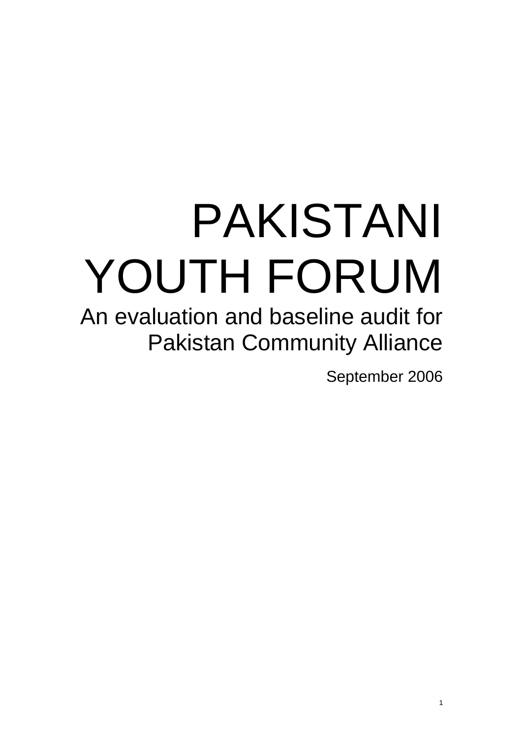# PAKISTANI YOUTH FORUM

## An evaluation and baseline audit for Pakistan Community Alliance

September 2006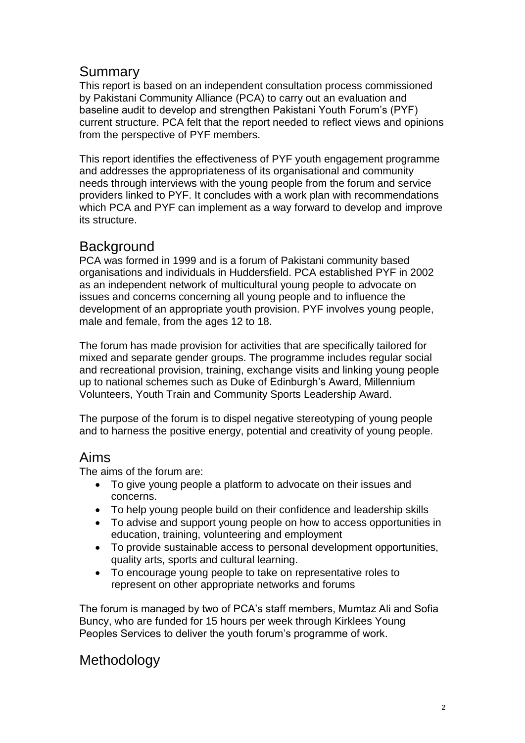## Summary

This report is based on an independent consultation process commissioned by Pakistani Community Alliance (PCA) to carry out an evaluation and baseline audit to develop and strengthen Pakistani Youth Forum's (PYF) current structure. PCA felt that the report needed to reflect views and opinions from the perspective of PYF members.

This report identifies the effectiveness of PYF youth engagement programme and addresses the appropriateness of its organisational and community needs through interviews with the young people from the forum and service providers linked to PYF. It concludes with a work plan with recommendations which PCA and PYF can implement as a way forward to develop and improve its structure.

## Background

PCA was formed in 1999 and is a forum of Pakistani community based organisations and individuals in Huddersfield. PCA established PYF in 2002 as an independent network of multicultural young people to advocate on issues and concerns concerning all young people and to influence the development of an appropriate youth provision. PYF involves young people, male and female, from the ages 12 to 18.

The forum has made provision for activities that are specifically tailored for mixed and separate gender groups. The programme includes regular social and recreational provision, training, exchange visits and linking young people up to national schemes such as Duke of Edinburgh's Award, Millennium Volunteers, Youth Train and Community Sports Leadership Award.

The purpose of the forum is to dispel negative stereotyping of young people and to harness the positive energy, potential and creativity of young people.

## Aims

The aims of the forum are:

- To give young people a platform to advocate on their issues and concerns.
- To help young people build on their confidence and leadership skills
- To advise and support young people on how to access opportunities in education, training, volunteering and employment
- To provide sustainable access to personal development opportunities, quality arts, sports and cultural learning.
- To encourage young people to take on representative roles to represent on other appropriate networks and forums

The forum is managed by two of PCA's staff members, Mumtaz Ali and Sofia Buncy, who are funded for 15 hours per week through Kirklees Young Peoples Services to deliver the youth forum's programme of work.

## Methodology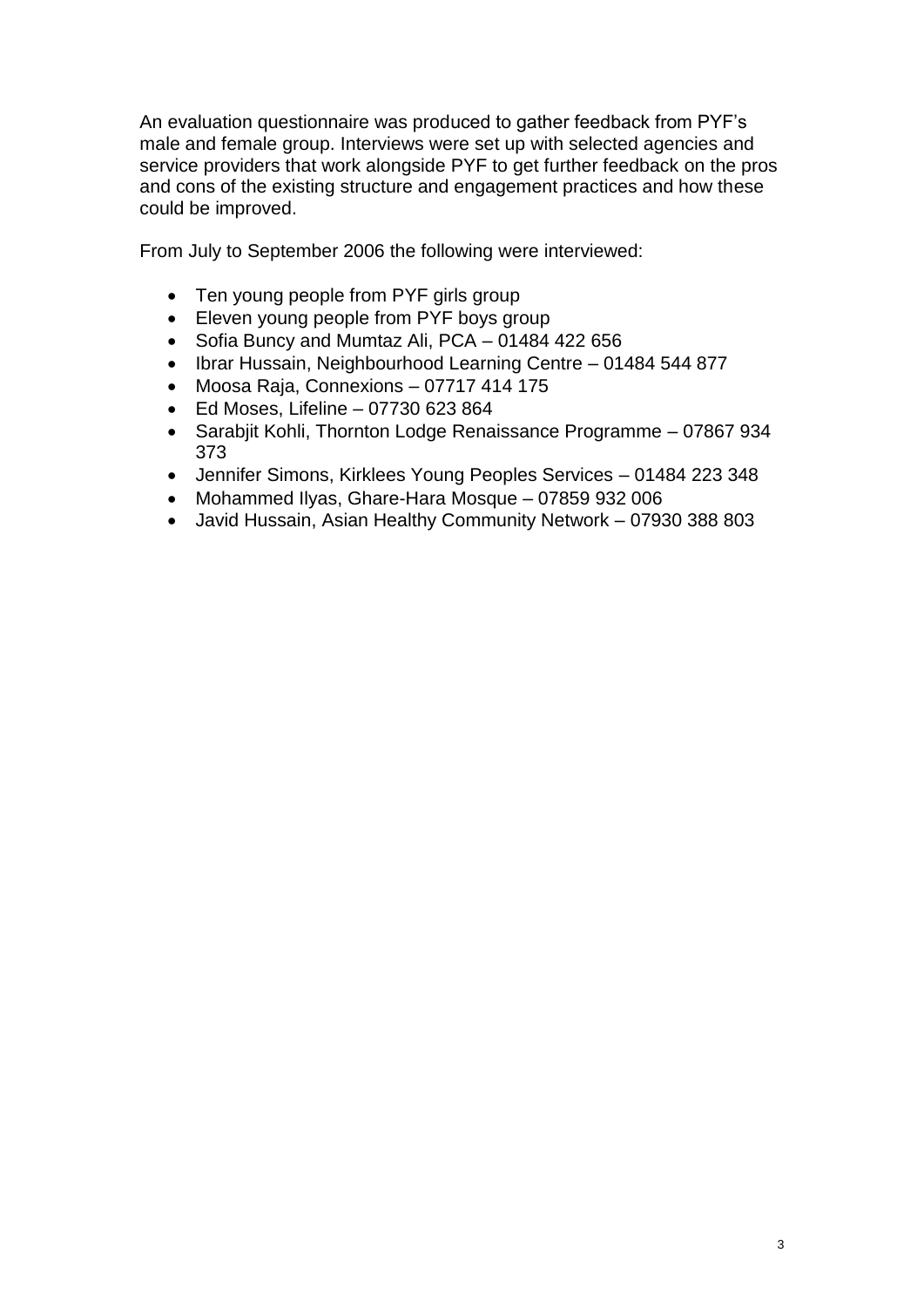An evaluation questionnaire was produced to gather feedback from PYF's male and female group. Interviews were set up with selected agencies and service providers that work alongside PYF to get further feedback on the pros and cons of the existing structure and engagement practices and how these could be improved.

From July to September 2006 the following were interviewed:

- Ten young people from PYF girls group
- Eleven young people from PYF boys group
- Sofia Buncy and Mumtaz Ali, PCA – 01484 422 656
- Ibrar Hussain, Neighbourhood Learning Centre – 01484 544 877
- Moosa Raja, Connexions – 07717 414 175
- Ed Moses, Lifeline – 07730 623 864
- Sarabjit Kohli, Thornton Lodge Renaissance Programme – 07867 934 373
- Jennifer Simons, Kirklees Young Peoples Services – 01484 223 348
- Mohammed Ilyas, Ghare-Hara Mosque – 07859 932 006
- Javid Hussain, Asian Healthy Community Network – 07930 388 803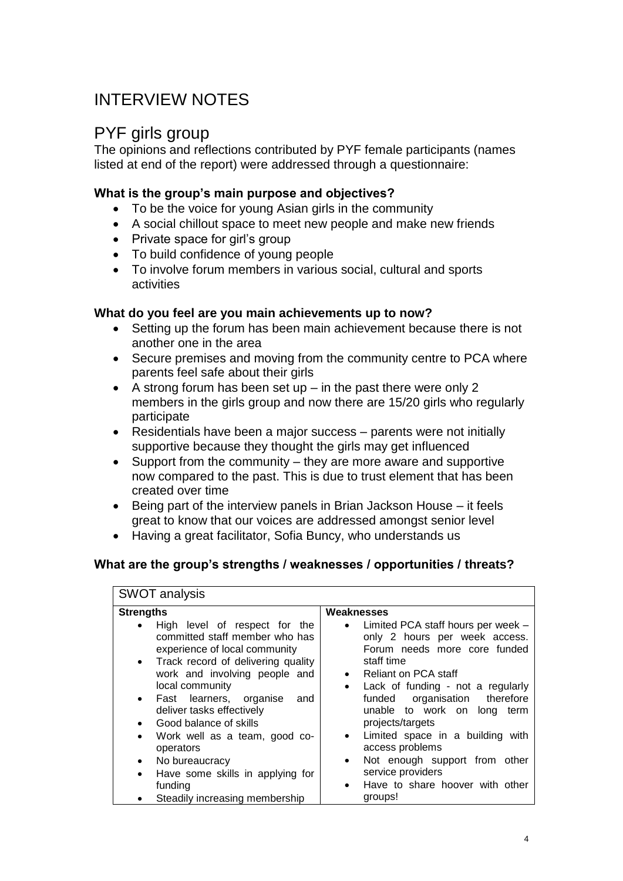# INTERVIEW NOTES

## PYF girls group

The opinions and reflections contributed by PYF female participants (names listed at end of the report) were addressed through a questionnaire:

**What is the group's main purpose and objectives?**

- To be the voice for young Asian girls in the community
- A social chillout space to meet new people and make new friends
- Private space for girl's group
- To build confidence of young people
- To involve forum members in various social, cultural and sports activities

**What do you feel are you main achievements up to now?**

- Setting up the forum has been main achievement because there is not another one in the area
- Secure premises and moving from the community centre to PCA where parents feel safe about their girls
- A strong forum has been set up – in the past there were only 2 members in the girls group and now there are 15/20 girls who regularly participate
- Residentials have been a major success – parents were not initially supportive because they thought the girls may get influenced
- Support from the community – they are more aware and supportive now compared to the past. This is due to trust element that has been created over time
- Being part of the interview panels in Brian Jackson House – it feels great to know that our voices are addressed amongst senior level
- Having a great facilitator, Sofia Buncy, who understands us

**What are the group's strengths / weaknesses / opportunities / threats?**

| SWOT analysis | |
|---|---|
| **Strengths** | **Weaknesses** |
| • High level of respect for the committed staff member who has experience of local community<br>• Track record of delivering quality work and involving people and local community<br>• Fast learners, organise and deliver tasks effectively<br>• Good balance of skills<br>• Work well as a team, good co-operators<br>• No bureaucracy<br>• Have some skills in applying for funding<br>• Steadily increasing membership | • Limited PCA staff hours per week – only 2 hours per week access. Forum needs more core funded staff time<br>• Reliant on PCA staff<br>• Lack of funding - not a regularly funded organisation therefore unable to work on long term projects/targets<br>• Limited space in a building with access problems<br>• Not enough support from other service providers<br>• Have to share hoover with other groups! |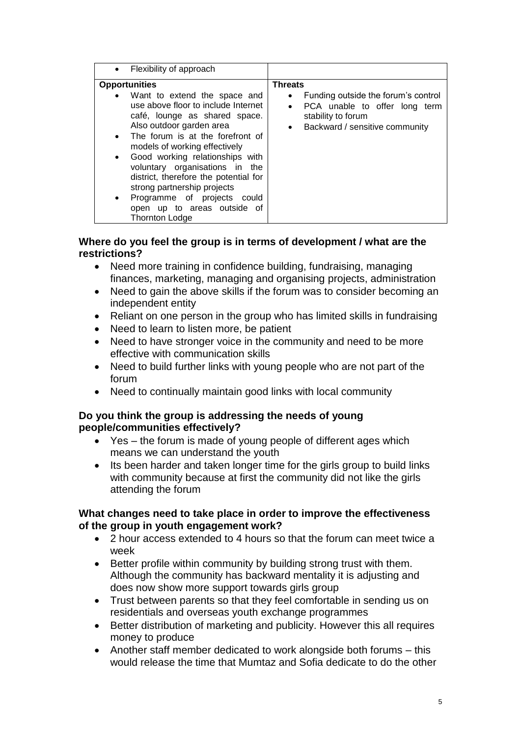| • Flexibility of approach | |
|---|---|
| **Opportunities**<br>• Want to extend the space and use above floor to include Internet café, lounge as shared space. Also outdoor garden area<br>• The forum is at the forefront of models of working effectively<br>• Good working relationships with voluntary organisations in the district, therefore the potential for strong partnership projects<br>• Programme of projects could open up to areas outside of Thornton Lodge | **Threats**<br>• Funding outside the forum's control<br>• PCA unable to offer long term stability to forum<br>• Backward / sensitive community |

**Where do you feel the group is in terms of development / what are the restrictions?**

- Need more training in confidence building, fundraising, managing finances, marketing, managing and organising projects, administration
- Need to gain the above skills if the forum was to consider becoming an independent entity
- Reliant on one person in the group who has limited skills in fundraising
- Need to learn to listen more, be patient
- Need to have stronger voice in the community and need to be more effective with communication skills
- Need to build further links with young people who are not part of the forum
- Need to continually maintain good links with local community

**Do you think the group is addressing the needs of young people/communities effectively?**

- Yes – the forum is made of young people of different ages which means we can understand the youth
- Its been harder and taken longer time for the girls group to build links with community because at first the community did not like the girls attending the forum

**What changes need to take place in order to improve the effectiveness of the group in youth engagement work?**

- 2 hour access extended to 4 hours so that the forum can meet twice a week
- Better profile within community by building strong trust with them. Although the community has backward mentality it is adjusting and does now show more support towards girls group
- Trust between parents so that they feel comfortable in sending us on residentials and overseas youth exchange programmes
- Better distribution of marketing and publicity. However this all requires money to produce
- Another staff member dedicated to work alongside both forums – this would release the time that Mumtaz and Sofia dedicate to do the other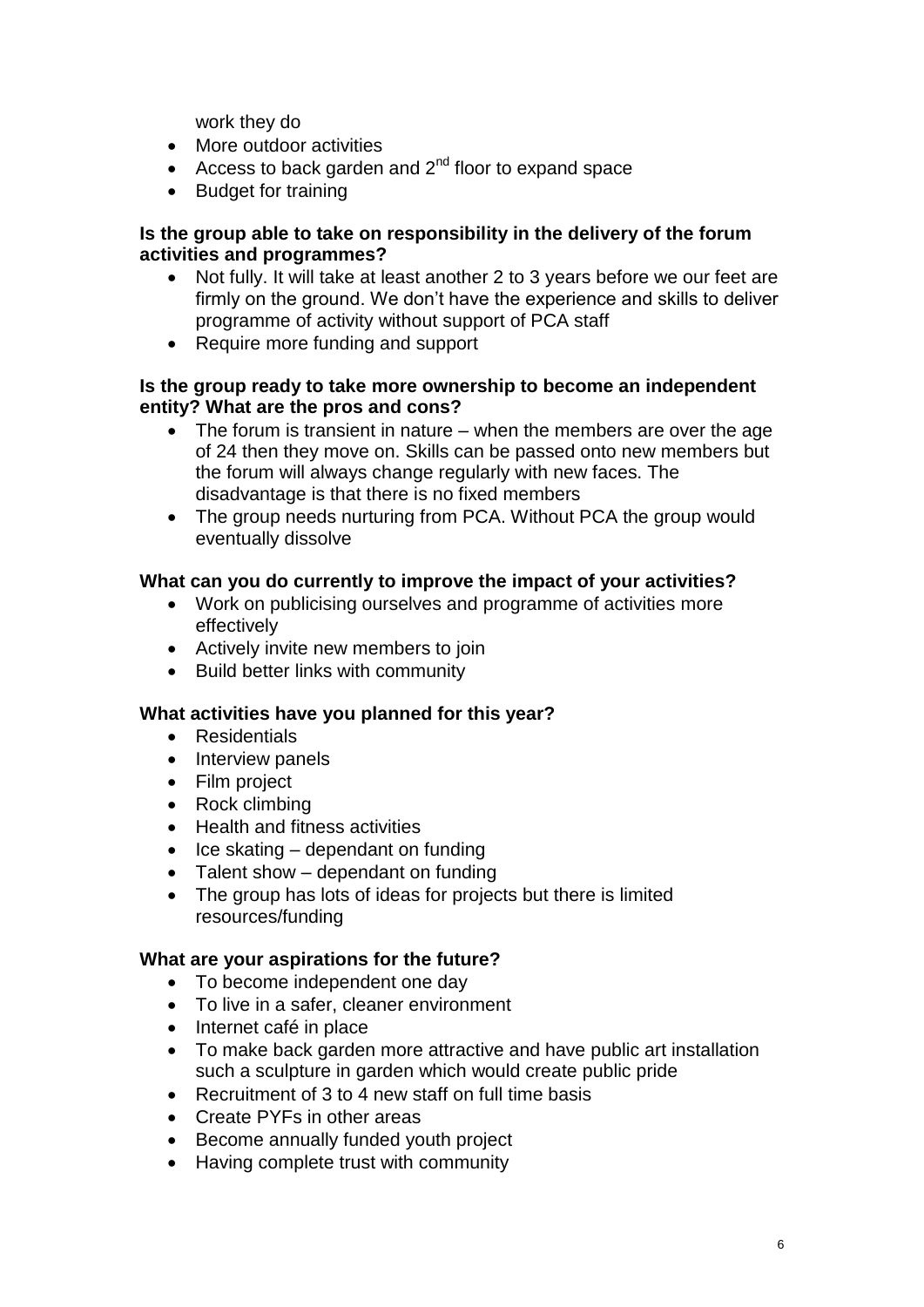work they do

- More outdoor activities
- Access to back garden and 2nd floor to expand space
- Budget for training

**Is the group able to take on responsibility in the delivery of the forum activities and programmes?**

- Not fully. It will take at least another 2 to 3 years before we our feet are firmly on the ground. We don't have the experience and skills to deliver programme of activity without support of PCA staff
- Require more funding and support

**Is the group ready to take more ownership to become an independent entity? What are the pros and cons?**

- The forum is transient in nature – when the members are over the age of 24 then they move on. Skills can be passed onto new members but the forum will always change regularly with new faces. The disadvantage is that there is no fixed members
- The group needs nurturing from PCA. Without PCA the group would eventually dissolve

**What can you do currently to improve the impact of your activities?**

- Work on publicising ourselves and programme of activities more effectively
- Actively invite new members to join
- Build better links with community

**What activities have you planned for this year?**

- Residentials
- Interview panels
- Film project
- Rock climbing
- Health and fitness activities
- Ice skating – dependant on funding
- Talent show – dependant on funding
- The group has lots of ideas for projects but there is limited resources/funding

**What are your aspirations for the future?**

- To become independent one day
- To live in a safer, cleaner environment
- Internet café in place
- To make back garden more attractive and have public art installation such a sculpture in garden which would create public pride
- Recruitment of 3 to 4 new staff on full time basis
- Create PYFs in other areas
- Become annually funded youth project
- Having complete trust with community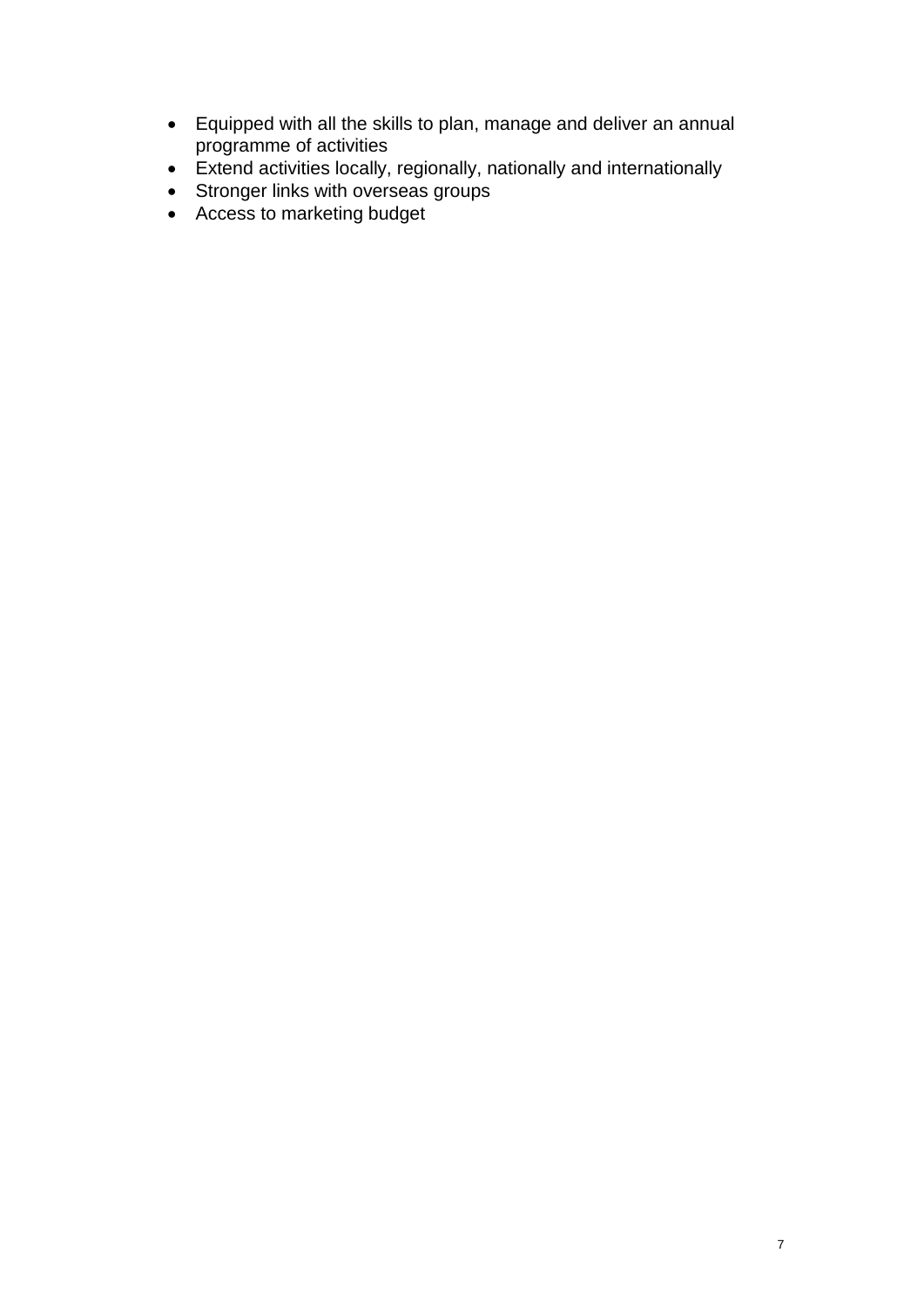- Equipped with all the skills to plan, manage and deliver an annual programme of activities
- Extend activities locally, regionally, nationally and internationally
- Stronger links with overseas groups
- Access to marketing budget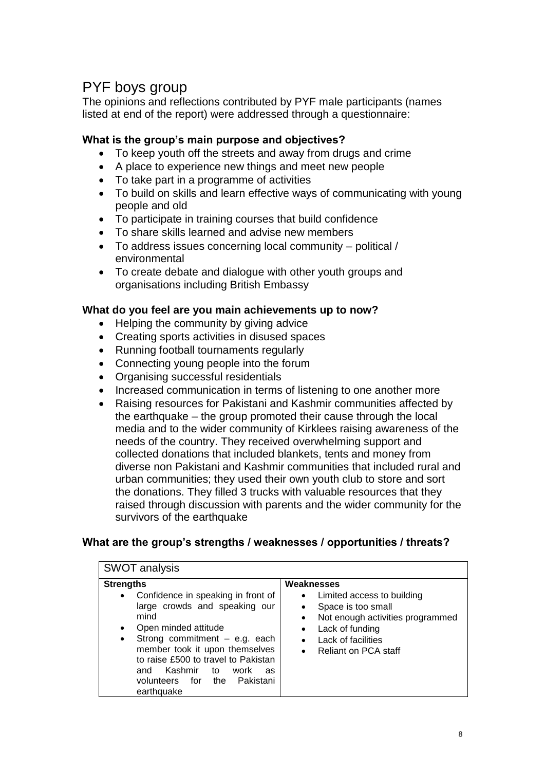## PYF boys group

The opinions and reflections contributed by PYF male participants (names listed at end of the report) were addressed through a questionnaire:

### What is the group's main purpose and objectives?

- To keep youth off the streets and away from drugs and crime
- A place to experience new things and meet new people
- To take part in a programme of activities
- To build on skills and learn effective ways of communicating with young people and old
- To participate in training courses that build confidence
- To share skills learned and advise new members
- To address issues concerning local community – political / environmental
- To create debate and dialogue with other youth groups and organisations including British Embassy

### What do you feel are you main achievements up to now?

- Helping the community by giving advice
- Creating sports activities in disused spaces
- Running football tournaments regularly
- Connecting young people into the forum
- Organising successful residentials
- Increased communication in terms of listening to one another more
- Raising resources for Pakistani and Kashmir communities affected by the earthquake – the group promoted their cause through the local media and to the wider community of Kirklees raising awareness of the needs of the country. They received overwhelming support and collected donations that included blankets, tents and money from diverse non Pakistani and Kashmir communities that included rural and urban communities; they used their own youth club to store and sort the donations. They filled 3 trucks with valuable resources that they raised through discussion with parents and the wider community for the survivors of the earthquake

### What are the group's strengths / weaknesses / opportunities / threats?

| SWOT analysis | |
|---|---|
| **Strengths**<br>• Confidence in speaking in front of large crowds and speaking our mind<br>• Open minded attitude<br>• Strong commitment – e.g. each member took it upon themselves to raise £500 to travel to Pakistan and Kashmir to work as volunteers for the Pakistani earthquake | **Weaknesses**<br>• Limited access to building<br>• Space is too small<br>• Not enough activities programmed<br>• Lack of funding<br>• Lack of facilities<br>• Reliant on PCA staff |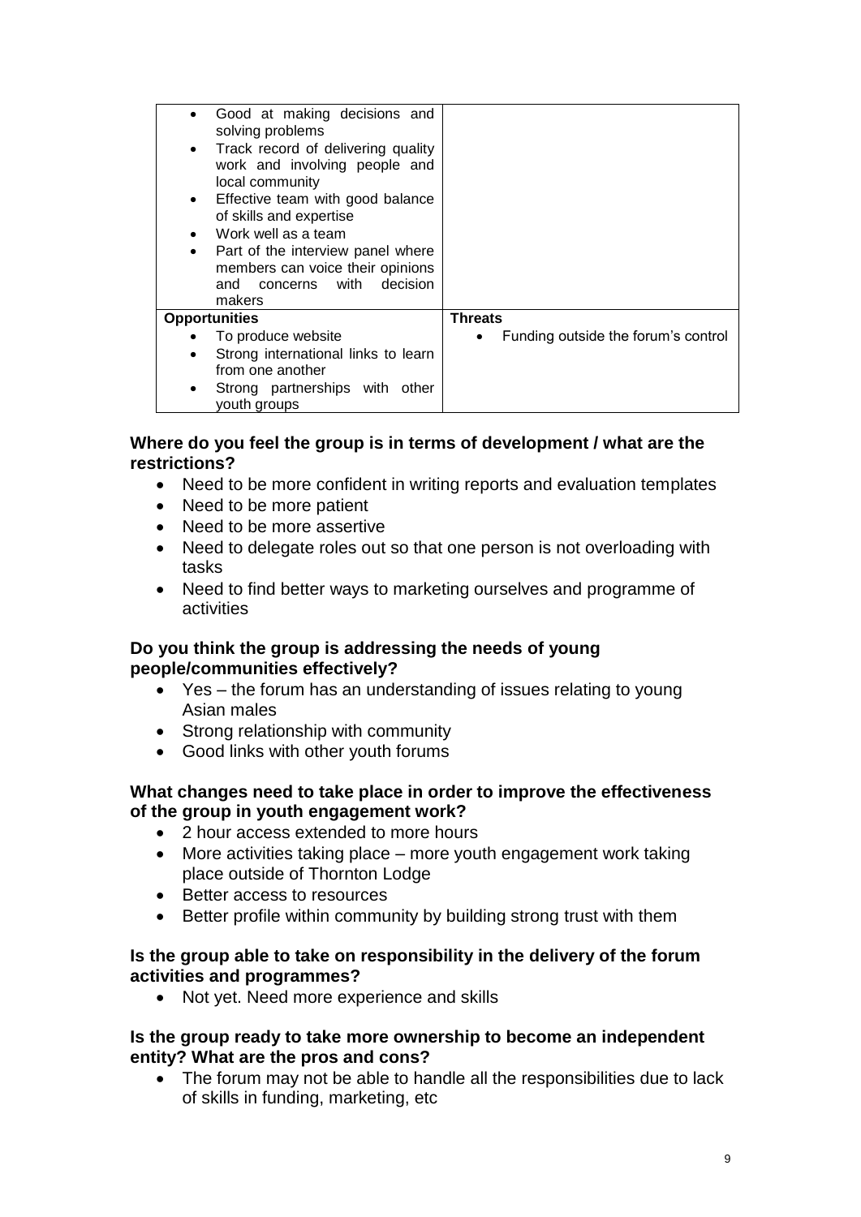| | |
|---|---|
| • Good at making decisions and solving problems<br>• Track record of delivering quality work and involving people and local community<br>• Effective team with good balance of skills and expertise<br>• Work well as a team<br>• Part of the interview panel where members can voice their opinions and concerns with decision makers | |
| **Opportunities**<br>• To produce website<br>• Strong international links to learn from one another<br>• Strong partnerships with other youth groups | **Threats**<br>• Funding outside the forum's control |

**Where do you feel the group is in terms of development / what are the restrictions?**

- Need to be more confident in writing reports and evaluation templates
- Need to be more patient
- Need to be more assertive
- Need to delegate roles out so that one person is not overloading with tasks
- Need to find better ways to marketing ourselves and programme of activities

**Do you think the group is addressing the needs of young people/communities effectively?**

- Yes – the forum has an understanding of issues relating to young Asian males
- Strong relationship with community
- Good links with other youth forums

**What changes need to take place in order to improve the effectiveness of the group in youth engagement work?**

- 2 hour access extended to more hours
- More activities taking place – more youth engagement work taking place outside of Thornton Lodge
- Better access to resources
- Better profile within community by building strong trust with them

**Is the group able to take on responsibility in the delivery of the forum activities and programmes?**

- Not yet. Need more experience and skills

**Is the group ready to take more ownership to become an independent entity? What are the pros and cons?**

- The forum may not be able to handle all the responsibilities due to lack of skills in funding, marketing, etc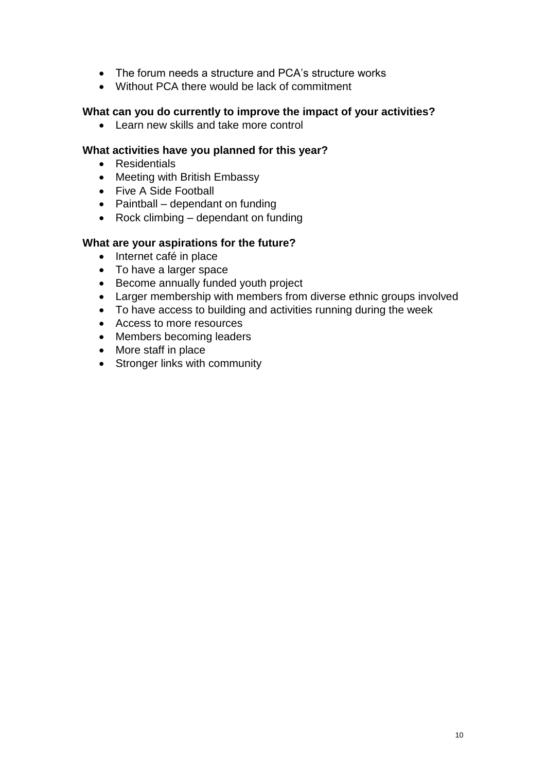- The forum needs a structure and PCA's structure works
- Without PCA there would be lack of commitment

**What can you do currently to improve the impact of your activities?**

- Learn new skills and take more control

**What activities have you planned for this year?**

- Residentials
- Meeting with British Embassy
- Five A Side Football
- Paintball – dependant on funding
- Rock climbing – dependant on funding

**What are your aspirations for the future?**

- Internet café in place
- To have a larger space
- Become annually funded youth project
- Larger membership with members from diverse ethnic groups involved
- To have access to building and activities running during the week
- Access to more resources
- Members becoming leaders
- More staff in place
- Stronger links with community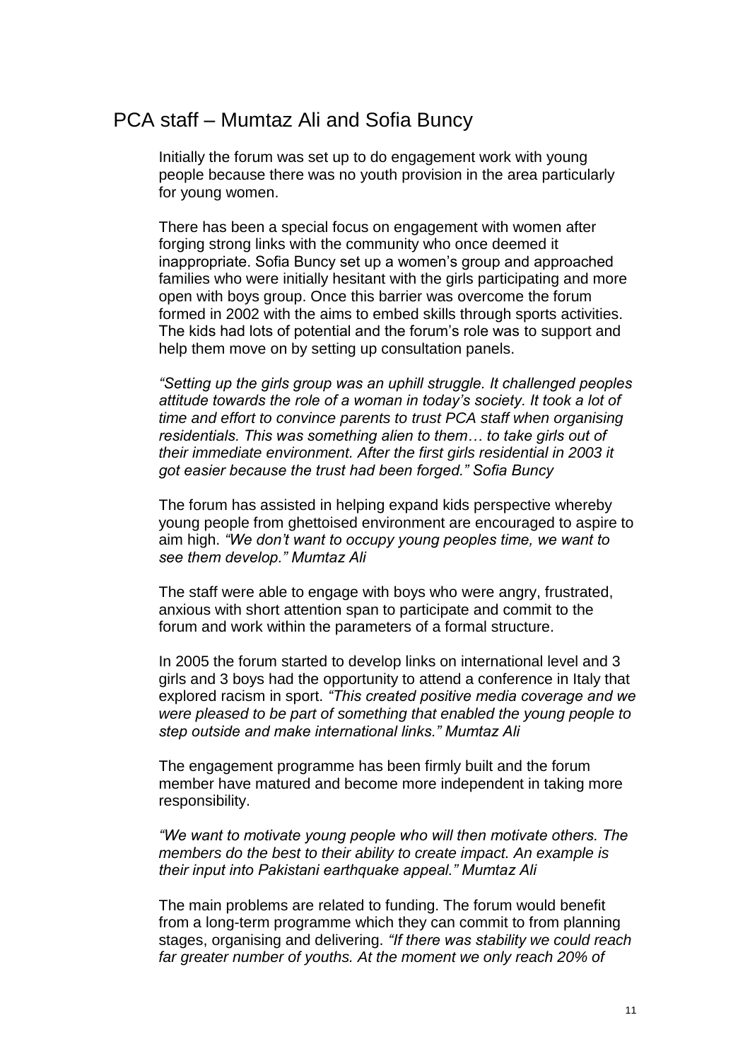## PCA staff – Mumtaz Ali and Sofia Buncy

Initially the forum was set up to do engagement work with young people because there was no youth provision in the area particularly for young women.

There has been a special focus on engagement with women after forging strong links with the community who once deemed it inappropriate. Sofia Buncy set up a women's group and approached families who were initially hesitant with the girls participating and more open with boys group. Once this barrier was overcome the forum formed in 2002 with the aims to embed skills through sports activities. The kids had lots of potential and the forum's role was to support and help them move on by setting up consultation panels.

*"Setting up the girls group was an uphill struggle. It challenged peoples attitude towards the role of a woman in today's society. It took a lot of time and effort to convince parents to trust PCA staff when organising residentials. This was something alien to them… to take girls out of their immediate environment. After the first girls residential in 2003 it got easier because the trust had been forged." Sofia Buncy*

The forum has assisted in helping expand kids perspective whereby young people from ghettoised environment are encouraged to aspire to aim high. *"We don't want to occupy young peoples time, we want to see them develop." Mumtaz Ali*

The staff were able to engage with boys who were angry, frustrated, anxious with short attention span to participate and commit to the forum and work within the parameters of a formal structure.

In 2005 the forum started to develop links on international level and 3 girls and 3 boys had the opportunity to attend a conference in Italy that explored racism in sport. *"This created positive media coverage and we were pleased to be part of something that enabled the young people to step outside and make international links." Mumtaz Ali*

The engagement programme has been firmly built and the forum member have matured and become more independent in taking more responsibility.

*"We want to motivate young people who will then motivate others. The members do the best to their ability to create impact. An example is their input into Pakistani earthquake appeal." Mumtaz Ali*

The main problems are related to funding. The forum would benefit from a long-term programme which they can commit to from planning stages, organising and delivering. *"If there was stability we could reach far greater number of youths. At the moment we only reach 20% of*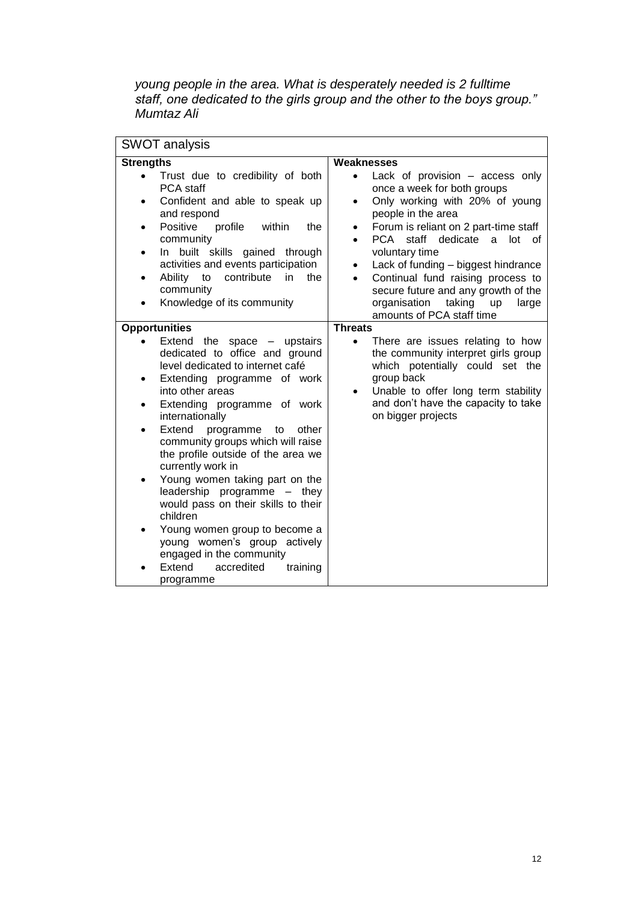*young people in the area. What is desperately needed is 2 fulltime staff, one dedicated to the girls group and the other to the boys group." Mumtaz Ali*

| SWOT analysis | |
|---|---|
| **Strengths**<br>• Trust due to credibility of both PCA staff<br>• Confident and able to speak up and respond<br>• Positive profile within the community<br>• In built skills gained through activities and events participation<br>• Ability to contribute in the community<br>• Knowledge of its community | **Weaknesses**<br>• Lack of provision – access only once a week for both groups<br>• Only working with 20% of young people in the area<br>• Forum is reliant on 2 part-time staff<br>• PCA staff dedicate a lot of voluntary time<br>• Lack of funding – biggest hindrance<br>• Continual fund raising process to secure future and any growth of the organisation taking up large amounts of PCA staff time |
| **Opportunities**<br>• Extend the space – upstairs dedicated to office and ground level dedicated to internet café<br>• Extending programme of work into other areas<br>• Extending programme of work internationally<br>• Extend programme to other community groups which will raise the profile outside of the area we currently work in<br>• Young women taking part on the leadership programme – they would pass on their skills to their children<br>• Young women group to become a young women's group actively engaged in the community<br>• Extend accredited training programme | **Threats**<br>• There are issues relating to how the community interpret girls group which potentially could set the group back<br>• Unable to offer long term stability and don't have the capacity to take on bigger projects |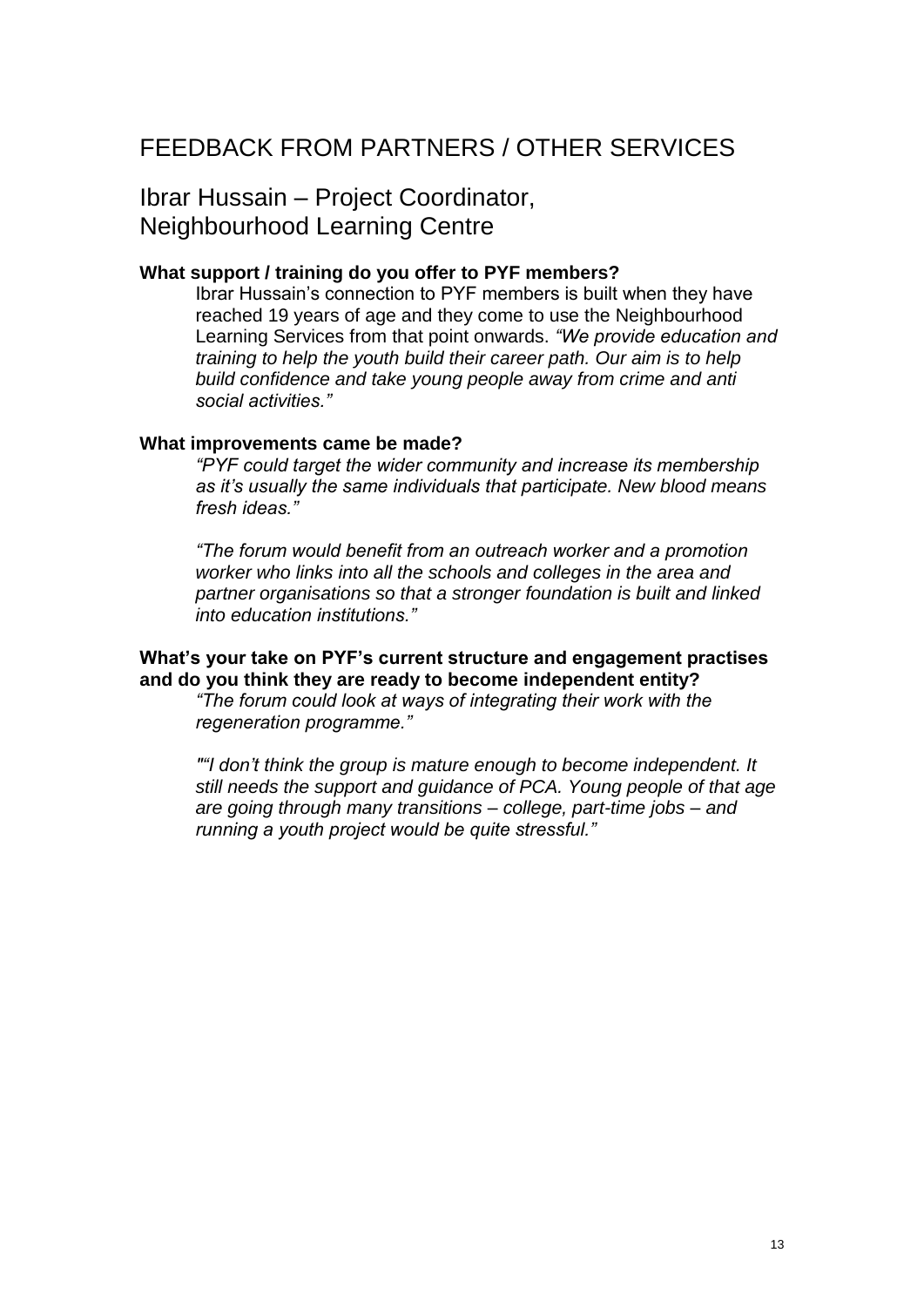# FEEDBACK FROM PARTNERS / OTHER SERVICES

## Ibrar Hussain – Project Coordinator, Neighbourhood Learning Centre

**What support / training do you offer to PYF members?**

Ibrar Hussain's connection to PYF members is built when they have reached 19 years of age and they come to use the Neighbourhood Learning Services from that point onwards. *"We provide education and training to help the youth build their career path. Our aim is to help build confidence and take young people away from crime and anti social activities."*

**What improvements came be made?**

*"PYF could target the wider community and increase its membership as it's usually the same individuals that participate. New blood means fresh ideas."*

*"The forum would benefit from an outreach worker and a promotion worker who links into all the schools and colleges in the area and partner organisations so that a stronger foundation is built and linked into education institutions."*

**What's your take on PYF's current structure and engagement practises and do you think they are ready to become independent entity?**

*"The forum could look at ways of integrating their work with the regeneration programme."*

*""I don't think the group is mature enough to become independent. It still needs the support and guidance of PCA. Young people of that age are going through many transitions – college, part-time jobs – and running a youth project would be quite stressful."*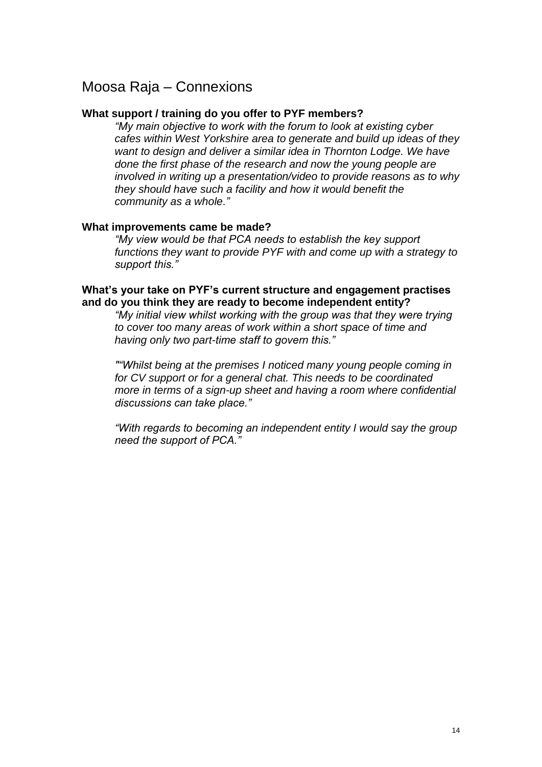## Moosa Raja – Connexions

**What support / training do you offer to PYF members?**

> *"My main objective to work with the forum to look at existing cyber cafes within West Yorkshire area to generate and build up ideas of they want to design and deliver a similar idea in Thornton Lodge. We have done the first phase of the research and now the young people are involved in writing up a presentation/video to provide reasons as to why they should have such a facility and how it would benefit the community as a whole."*

**What improvements came be made?**

> *"My view would be that PCA needs to establish the key support functions they want to provide PYF with and come up with a strategy to support this."*

**What's your take on PYF's current structure and engagement practises and do you think they are ready to become independent entity?**

> *"My initial view whilst working with the group was that they were trying to cover too many areas of work within a short space of time and having only two part-time staff to govern this."*
>
> *"“Whilst being at the premises I noticed many young people coming in for CV support or for a general chat. This needs to be coordinated more in terms of a sign-up sheet and having a room where confidential discussions can take place."*
>
> *"With regards to becoming an independent entity I would say the group need the support of PCA."*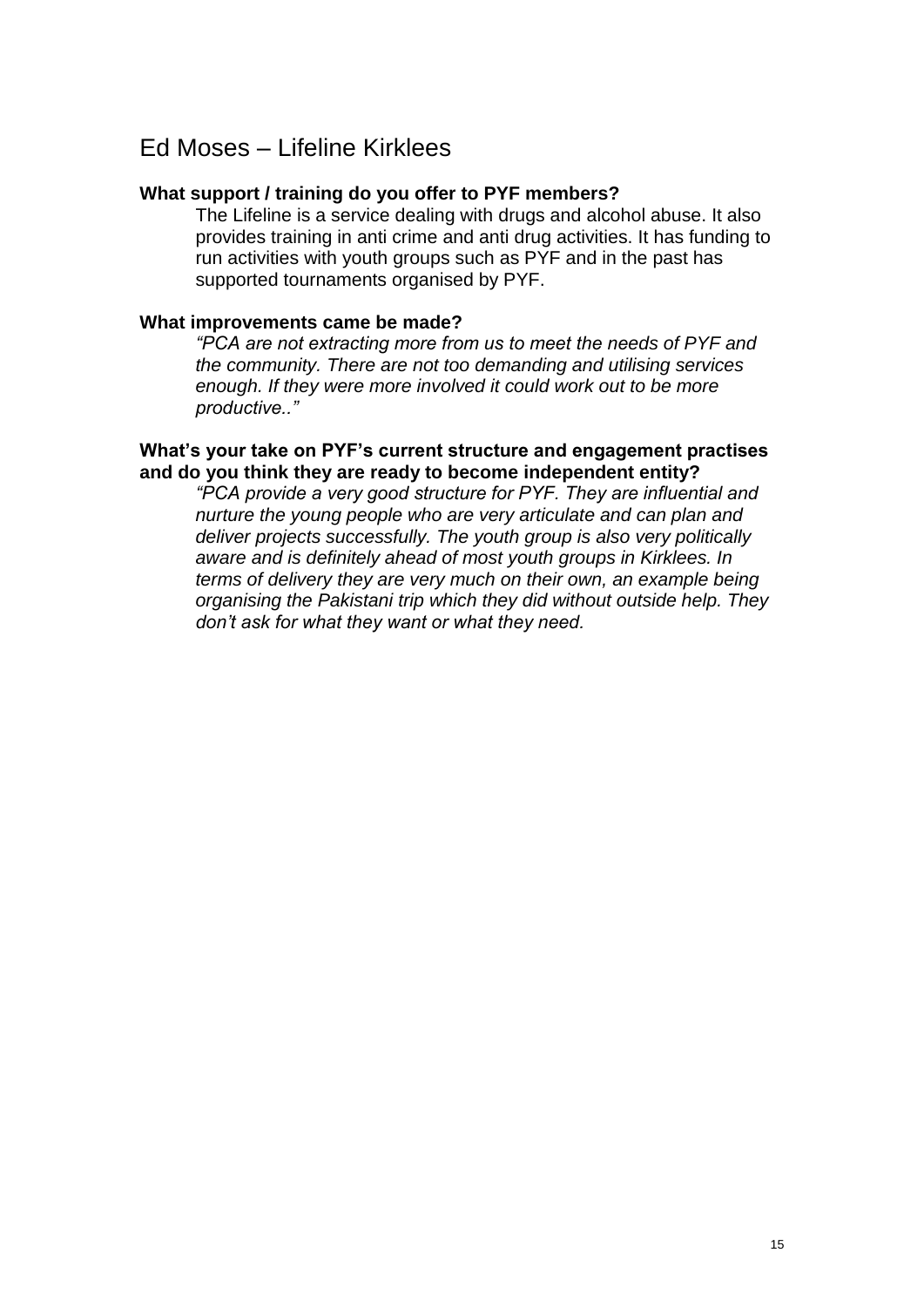## Ed Moses – Lifeline Kirklees

**What support / training do you offer to PYF members?**

The Lifeline is a service dealing with drugs and alcohol abuse. It also provides training in anti crime and anti drug activities. It has funding to run activities with youth groups such as PYF and in the past has supported tournaments organised by PYF.

**What improvements came be made?**

*"PCA are not extracting more from us to meet the needs of PYF and the community. There are not too demanding and utilising services enough. If they were more involved it could work out to be more productive.."*

**What's your take on PYF's current structure and engagement practises and do you think they are ready to become independent entity?**

*"PCA provide a very good structure for PYF. They are influential and nurture the young people who are very articulate and can plan and deliver projects successfully. The youth group is also very politically aware and is definitely ahead of most youth groups in Kirklees. In terms of delivery they are very much on their own, an example being organising the Pakistani trip which they did without outside help. They don't ask for what they want or what they need.*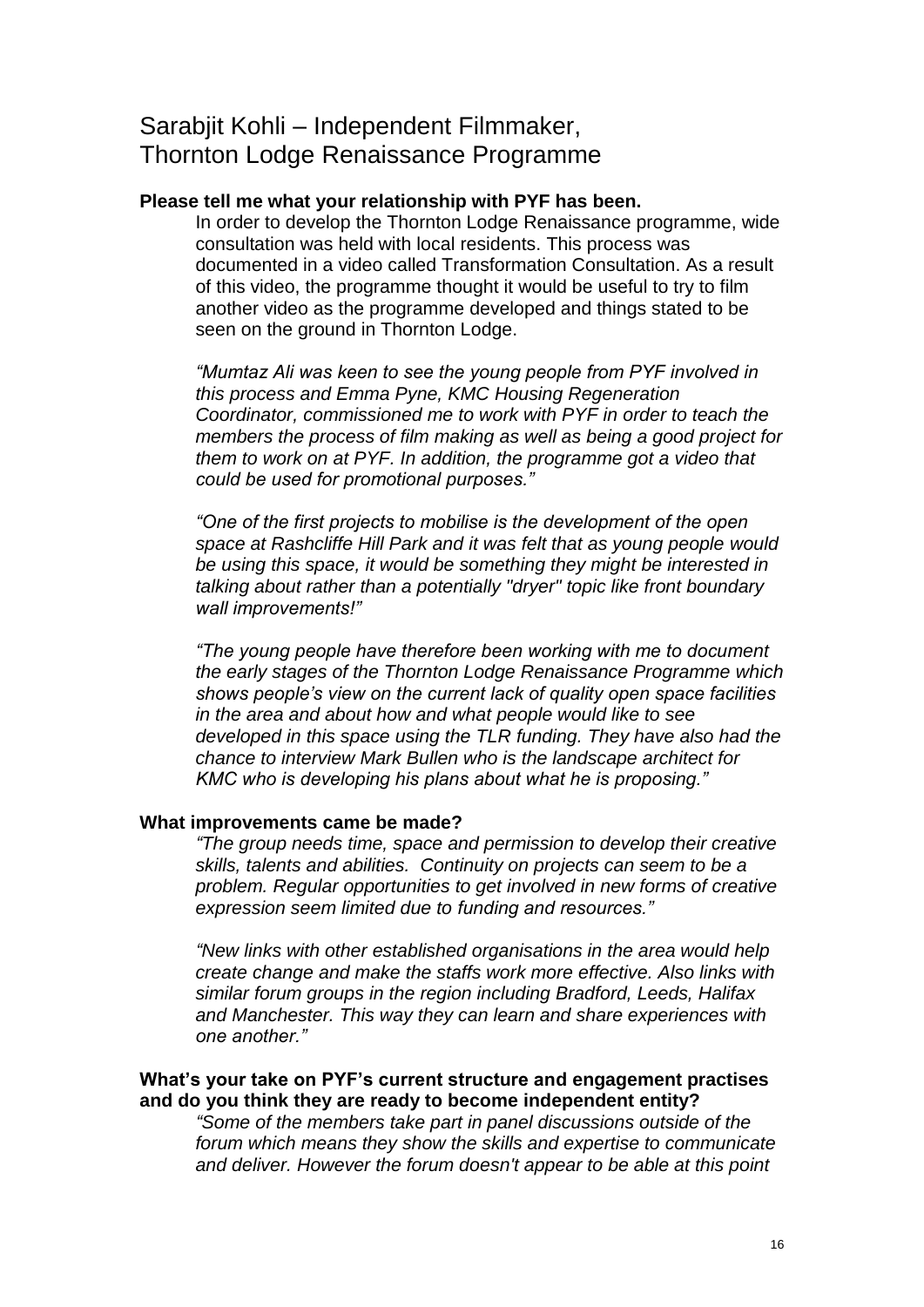# Sarabjit Kohli – Independent Filmmaker, Thornton Lodge Renaissance Programme

**Please tell me what your relationship with PYF has been.**

In order to develop the Thornton Lodge Renaissance programme, wide consultation was held with local residents. This process was documented in a video called Transformation Consultation. As a result of this video, the programme thought it would be useful to try to film another video as the programme developed and things stated to be seen on the ground in Thornton Lodge.

*"Mumtaz Ali was keen to see the young people from PYF involved in this process and Emma Pyne, KMC Housing Regeneration Coordinator, commissioned me to work with PYF in order to teach the members the process of film making as well as being a good project for them to work on at PYF. In addition, the programme got a video that could be used for promotional purposes."*

*"One of the first projects to mobilise is the development of the open space at Rashcliffe Hill Park and it was felt that as young people would be using this space, it would be something they might be interested in talking about rather than a potentially "dryer" topic like front boundary wall improvements!"*

*"The young people have therefore been working with me to document the early stages of the Thornton Lodge Renaissance Programme which shows people's view on the current lack of quality open space facilities in the area and about how and what people would like to see developed in this space using the TLR funding. They have also had the chance to interview Mark Bullen who is the landscape architect for KMC who is developing his plans about what he is proposing."*

**What improvements came be made?**

*"The group needs time, space and permission to develop their creative skills, talents and abilities. Continuity on projects can seem to be a problem. Regular opportunities to get involved in new forms of creative expression seem limited due to funding and resources."*

*"New links with other established organisations in the area would help create change and make the staffs work more effective. Also links with similar forum groups in the region including Bradford, Leeds, Halifax and Manchester. This way they can learn and share experiences with one another."*

**What's your take on PYF's current structure and engagement practises and do you think they are ready to become independent entity?**

*"Some of the members take part in panel discussions outside of the forum which means they show the skills and expertise to communicate and deliver. However the forum doesn't appear to be able at this point*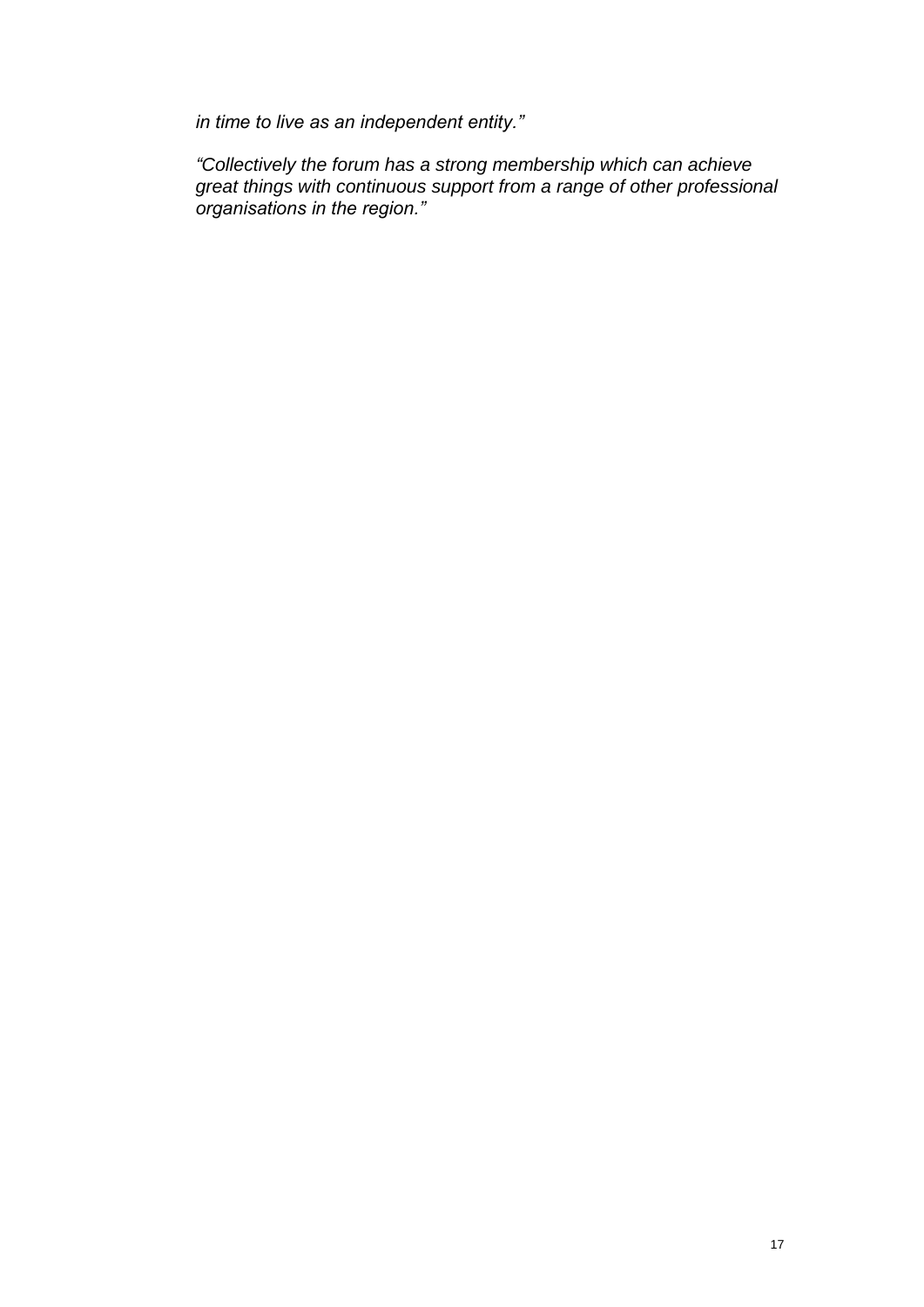*in time to live as an independent entity.”*

*“Collectively the forum has a strong membership which can achieve great things with continuous support from a range of other professional organisations in the region.”*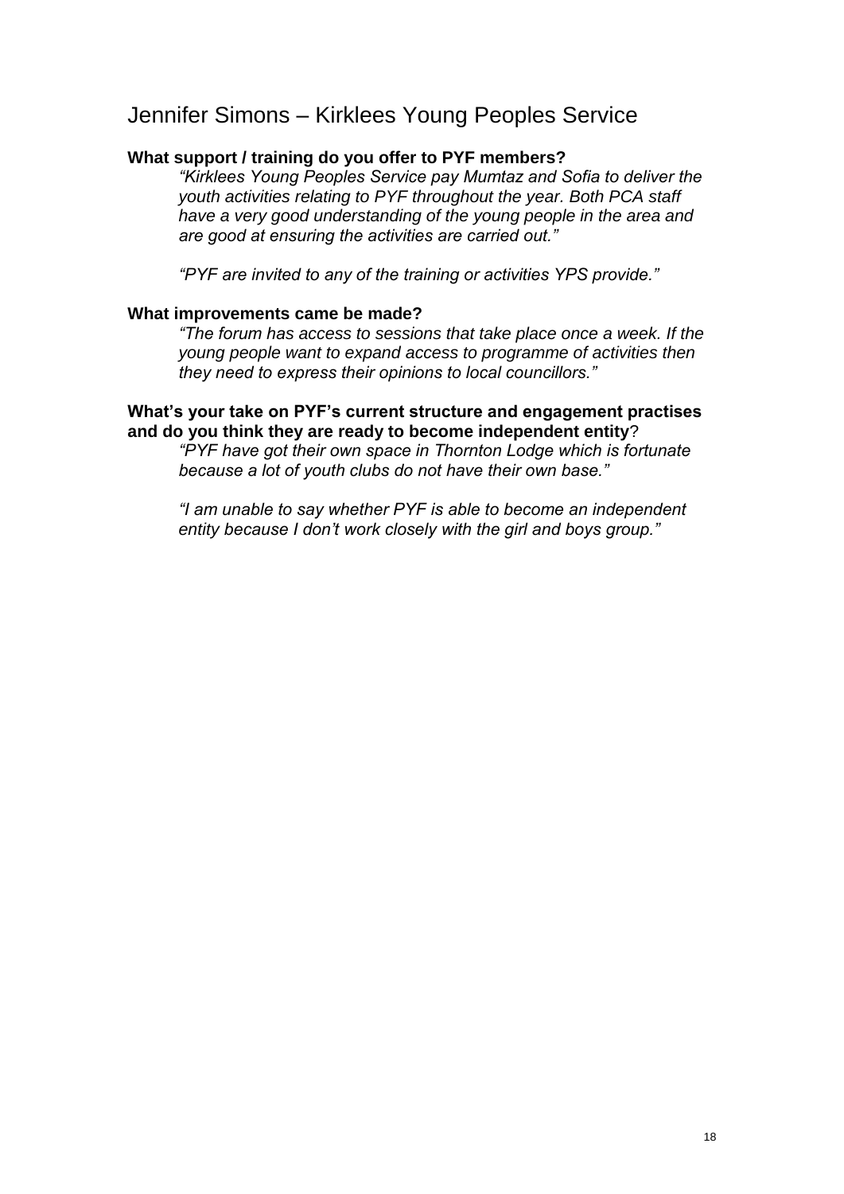## Jennifer Simons – Kirklees Young Peoples Service

**What support / training do you offer to PYF members?**

*"Kirklees Young Peoples Service pay Mumtaz and Sofia to deliver the youth activities relating to PYF throughout the year. Both PCA staff have a very good understanding of the young people in the area and are good at ensuring the activities are carried out."*

*"PYF are invited to any of the training or activities YPS provide."*

**What improvements came be made?**

*"The forum has access to sessions that take place once a week. If the young people want to expand access to programme of activities then they need to express their opinions to local councillors."*

**What's your take on PYF's current structure and engagement practises and do you think they are ready to become independent entity**?

*"PYF have got their own space in Thornton Lodge which is fortunate because a lot of youth clubs do not have their own base."*

*"I am unable to say whether PYF is able to become an independent entity because I don't work closely with the girl and boys group."*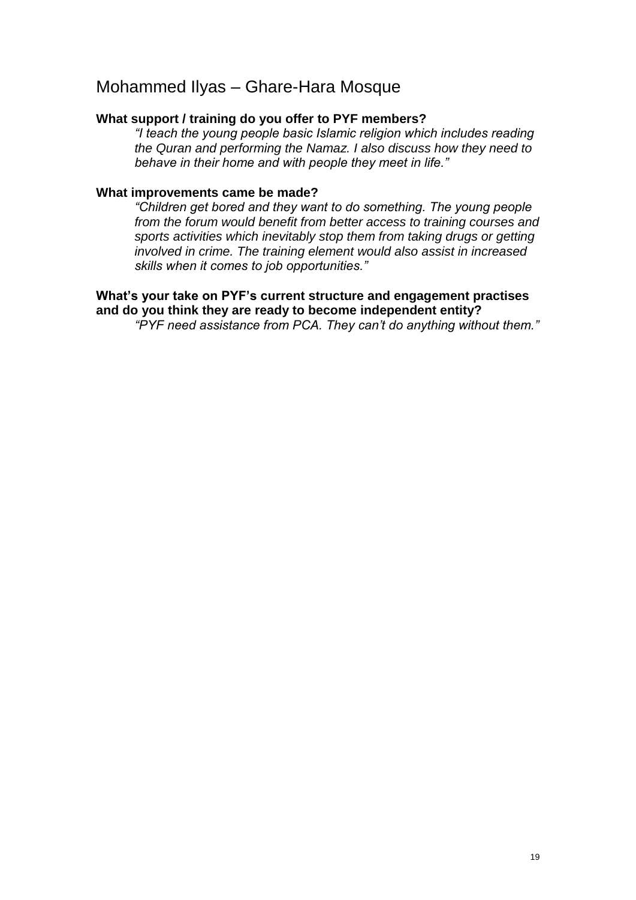## Mohammed Ilyas – Ghare-Hara Mosque

**What support / training do you offer to PYF members?**

*"I teach the young people basic Islamic religion which includes reading the Quran and performing the Namaz. I also discuss how they need to behave in their home and with people they meet in life."*

**What improvements came be made?**

*"Children get bored and they want to do something. The young people from the forum would benefit from better access to training courses and sports activities which inevitably stop them from taking drugs or getting involved in crime. The training element would also assist in increased skills when it comes to job opportunities."*

**What's your take on PYF's current structure and engagement practises and do you think they are ready to become independent entity?**

*"PYF need assistance from PCA. They can't do anything without them."*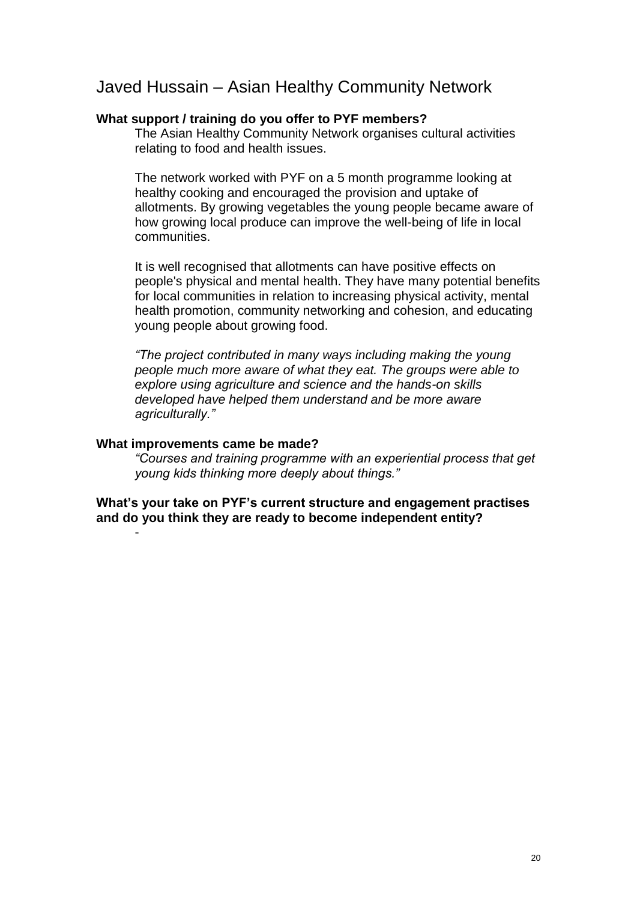## Javed Hussain – Asian Healthy Community Network

**What support / training do you offer to PYF members?**

The Asian Healthy Community Network organises cultural activities relating to food and health issues.

The network worked with PYF on a 5 month programme looking at healthy cooking and encouraged the provision and uptake of allotments. By growing vegetables the young people became aware of how growing local produce can improve the well-being of life in local communities.

It is well recognised that allotments can have positive effects on people's physical and mental health. They have many potential benefits for local communities in relation to increasing physical activity, mental health promotion, community networking and cohesion, and educating young people about growing food.

*"The project contributed in many ways including making the young people much more aware of what they eat. The groups were able to explore using agriculture and science and the hands-on skills developed have helped them understand and be more aware agriculturally."*

**What improvements came be made?**

*"Courses and training programme with an experiential process that get young kids thinking more deeply about things."*

**What's your take on PYF's current structure and engagement practises and do you think they are ready to become independent entity?**

-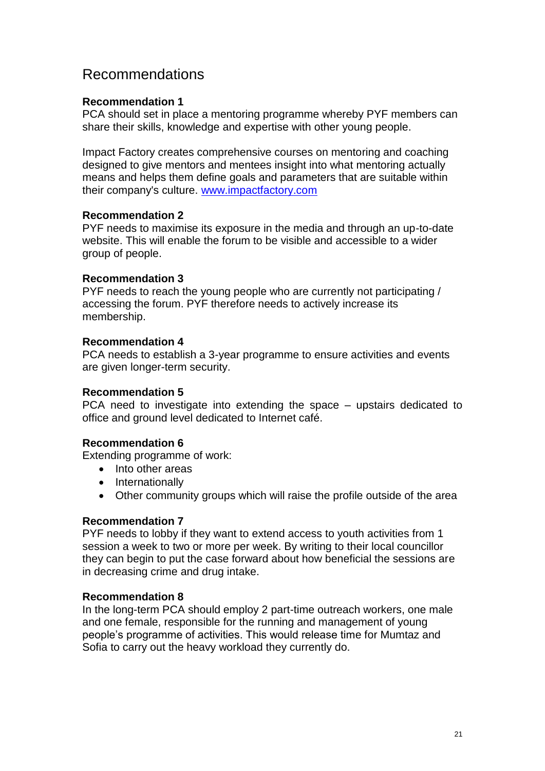## Recommendations

**Recommendation 1**
PCA should set in place a mentoring programme whereby PYF members can share their skills, knowledge and expertise with other young people.

Impact Factory creates comprehensive courses on mentoring and coaching designed to give mentors and mentees insight into what mentoring actually means and helps them define goals and parameters that are suitable within their company's culture. [www.impactfactory.com](http://www.impactfactory.com)

**Recommendation 2**
PYF needs to maximise its exposure in the media and through an up-to-date website. This will enable the forum to be visible and accessible to a wider group of people.

**Recommendation 3**
PYF needs to reach the young people who are currently not participating / accessing the forum. PYF therefore needs to actively increase its membership.

**Recommendation 4**
PCA needs to establish a 3-year programme to ensure activities and events are given longer-term security.

**Recommendation 5**
PCA need to investigate into extending the space – upstairs dedicated to office and ground level dedicated to Internet café.

**Recommendation 6**
Extending programme of work:

- Into other areas
- Internationally
- Other community groups which will raise the profile outside of the area

**Recommendation 7**
PYF needs to lobby if they want to extend access to youth activities from 1 session a week to two or more per week. By writing to their local councillor they can begin to put the case forward about how beneficial the sessions are in decreasing crime and drug intake.

**Recommendation 8**
In the long-term PCA should employ 2 part-time outreach workers, one male and one female, responsible for the running and management of young people's programme of activities. This would release time for Mumtaz and Sofia to carry out the heavy workload they currently do.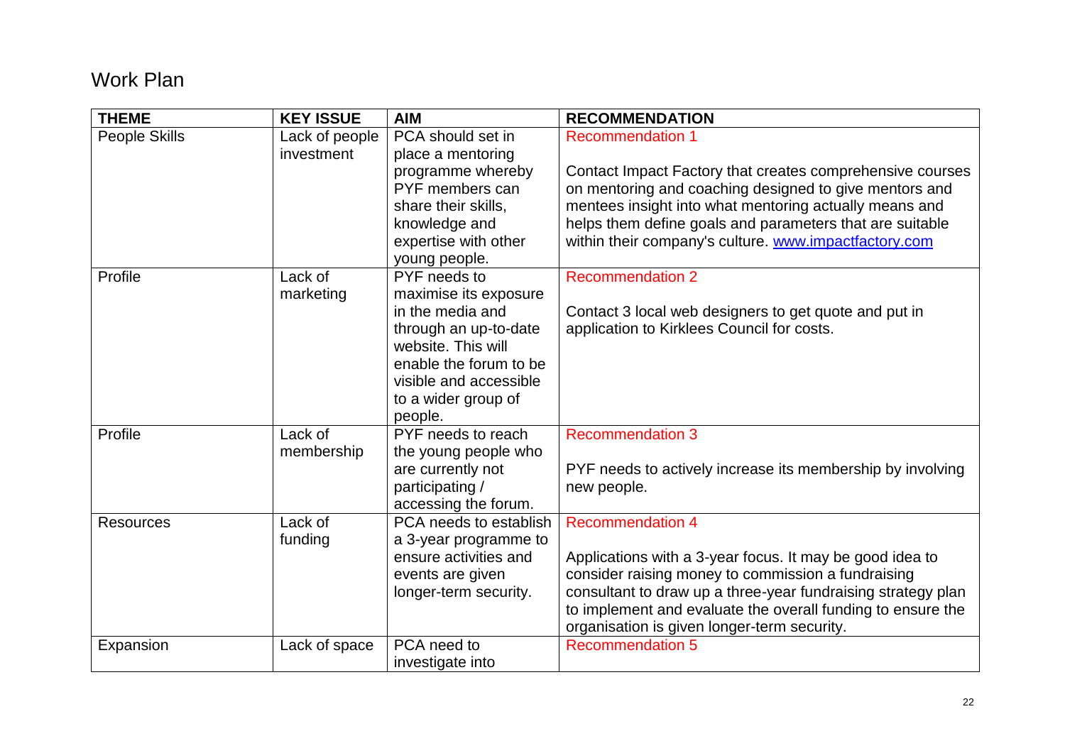# Work Plan

| THEME | KEY ISSUE | AIM | RECOMMENDATION |
|---|---|---|---|
| People Skills | Lack of people investment | PCA should set in place a mentoring programme whereby PYF members can share their skills, knowledge and expertise with other young people. | Recommendation 1<br><br>Contact Impact Factory that creates comprehensive courses on mentoring and coaching designed to give mentors and mentees insight into what mentoring actually means and helps them define goals and parameters that are suitable within their company's culture. www.impactfactory.com |
| Profile | Lack of marketing | PYF needs to maximise its exposure in the media and through an up-to-date website. This will enable the forum to be visible and accessible to a wider group of people. | Recommendation 2<br><br>Contact 3 local web designers to get quote and put in application to Kirklees Council for costs. |
| Profile | Lack of membership | PYF needs to reach the young people who are currently not participating / accessing the forum. | Recommendation 3<br><br>PYF needs to actively increase its membership by involving new people. |
| Resources | Lack of funding | PCA needs to establish a 3-year programme to ensure activities and events are given longer-term security. | Recommendation 4<br><br>Applications with a 3-year focus. It may be good idea to consider raising money to commission a fundraising consultant to draw up a three-year fundraising strategy plan to implement and evaluate the overall funding to ensure the organisation is given longer-term security. |
| Expansion | Lack of space | PCA need to investigate into | Recommendation 5 |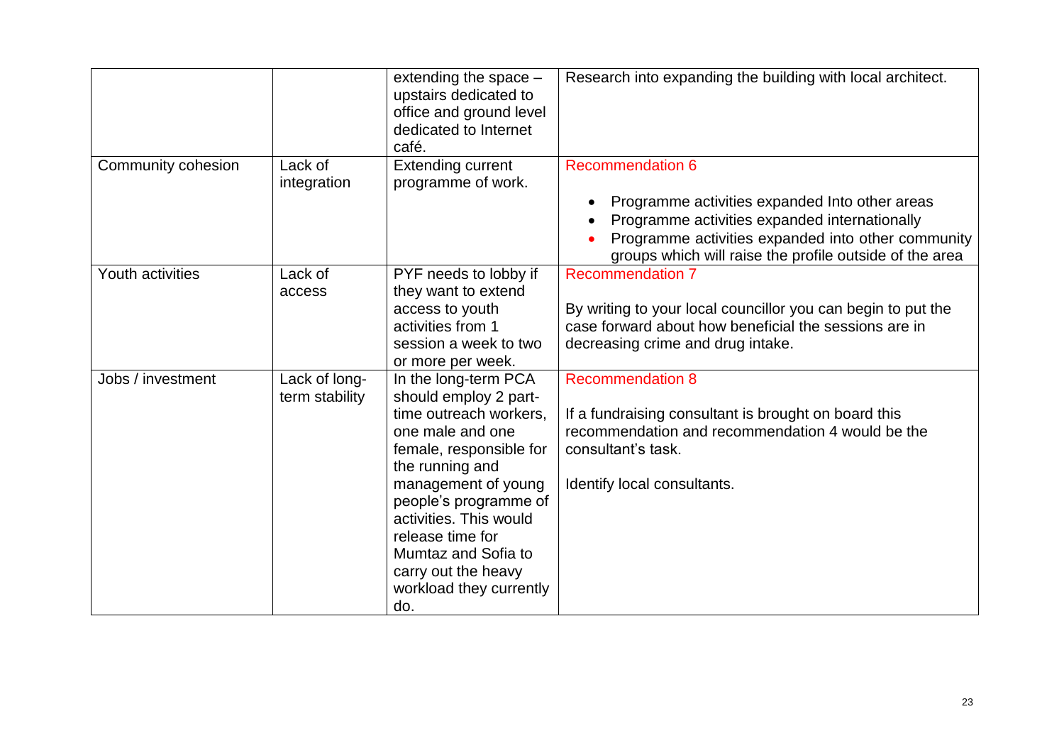| | | | |
|---|---|---|---|
| | | extending the space – upstairs dedicated to office and ground level dedicated to Internet café. | Research into expanding the building with local architect. |
| Community cohesion | Lack of integration | Extending current programme of work. | Recommendation 6<br><br>• Programme activities expanded Into other areas<br>• Programme activities expanded internationally<br>• Programme activities expanded into other community groups which will raise the profile outside of the area |
| Youth activities | Lack of access | PYF needs to lobby if they want to extend access to youth activities from 1 session a week to two or more per week. | Recommendation 7<br><br>By writing to your local councillor you can begin to put the case forward about how beneficial the sessions are in decreasing crime and drug intake. |
| Jobs / investment | Lack of long-term stability | In the long-term PCA should employ 2 part-time outreach workers, one male and one female, responsible for the running and management of young people's programme of activities. This would release time for Mumtaz and Sofia to carry out the heavy workload they currently do. | Recommendation 8<br><br>If a fundraising consultant is brought on board this recommendation and recommendation 4 would be the consultant's task.<br><br>Identify local consultants. |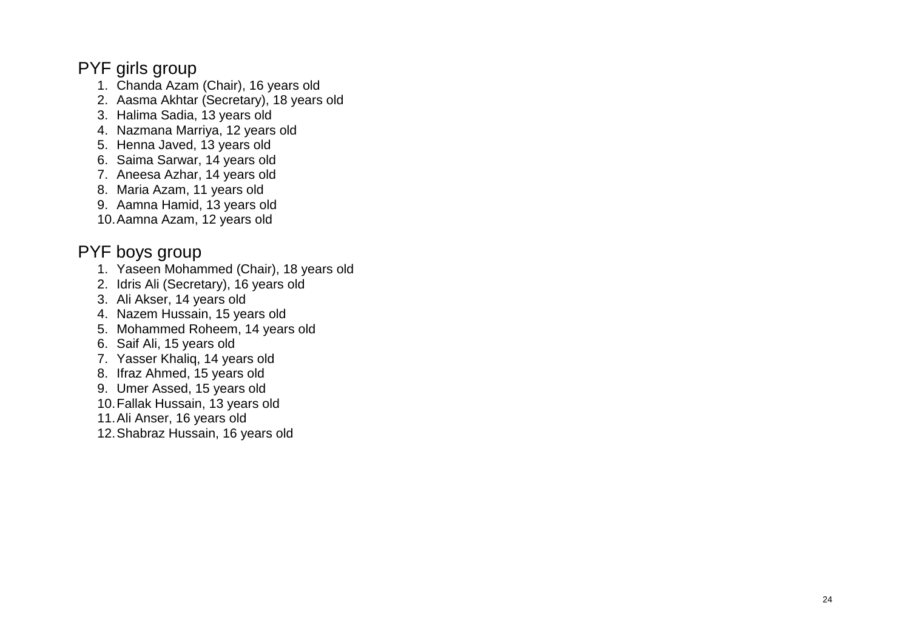## PYF girls group

1. Chanda Azam (Chair), 16 years old
2. Aasma Akhtar (Secretary), 18 years old
3. Halima Sadia, 13 years old
4. Nazmana Marriya, 12 years old
5. Henna Javed, 13 years old
6. Saima Sarwar, 14 years old
7. Aneesa Azhar, 14 years old
8. Maria Azam, 11 years old
9. Aamna Hamid, 13 years old
10. Aamna Azam, 12 years old

## PYF boys group

1. Yaseen Mohammed (Chair), 18 years old
2. Idris Ali (Secretary), 16 years old
3. Ali Akser, 14 years old
4. Nazem Hussain, 15 years old
5. Mohammed Roheem, 14 years old
6. Saif Ali, 15 years old
7. Yasser Khaliq, 14 years old
8. Ifraz Ahmed, 15 years old
9. Umer Assed, 15 years old
10. Fallak Hussain, 13 years old
11. Ali Anser, 16 years old
12. Shabraz Hussain, 16 years old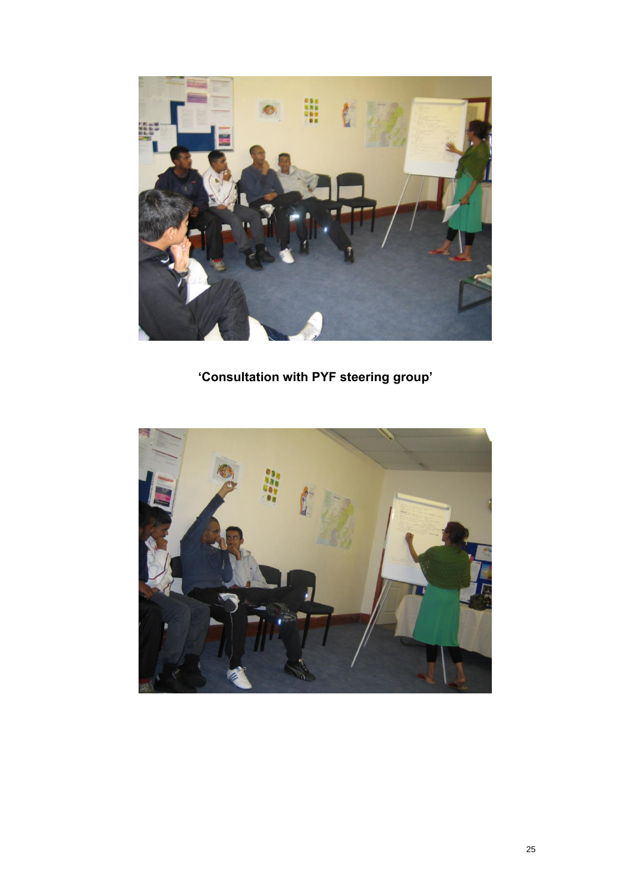**'Consultation with PYF steering group'**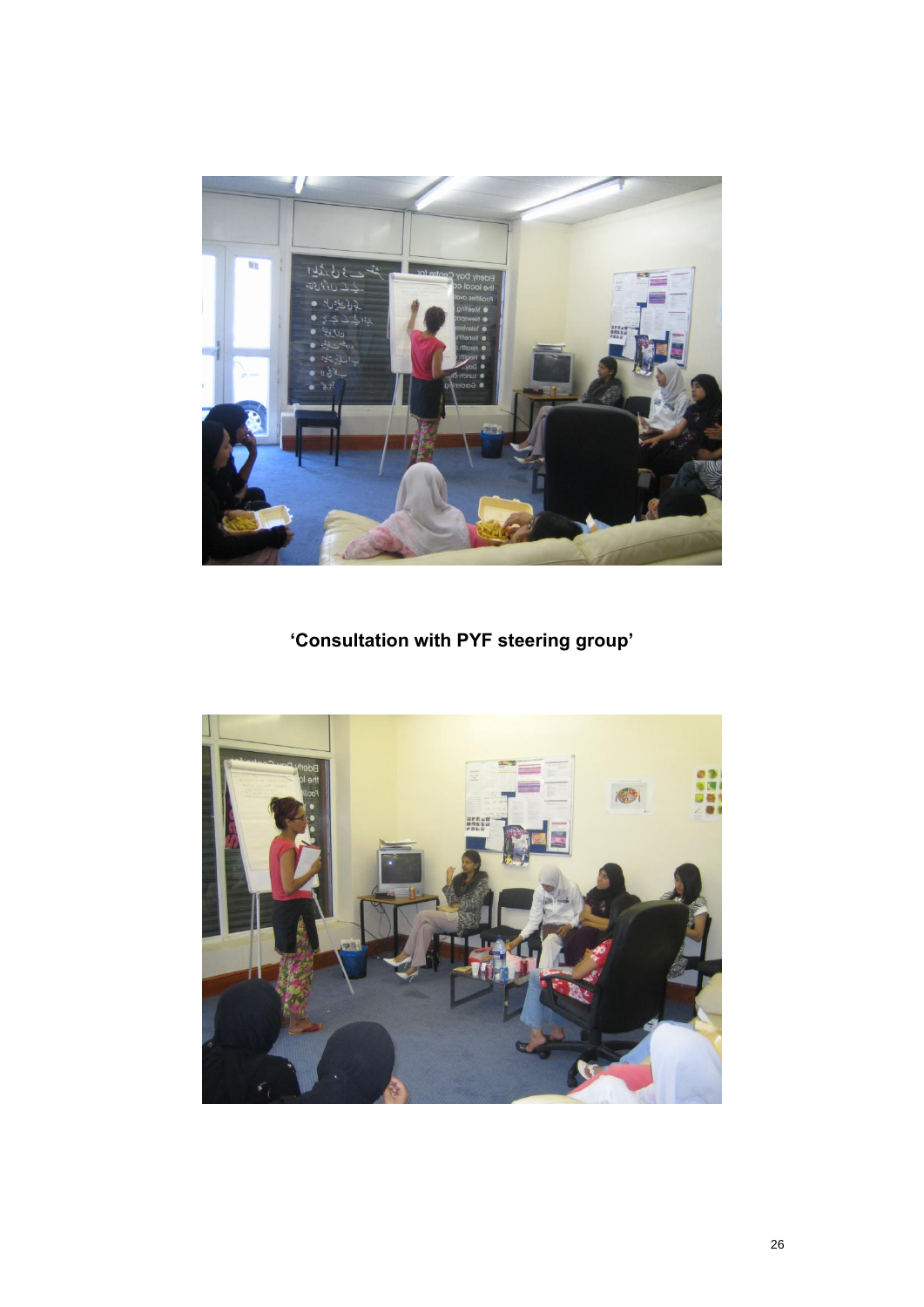**‘Consultation with PYF steering group’**